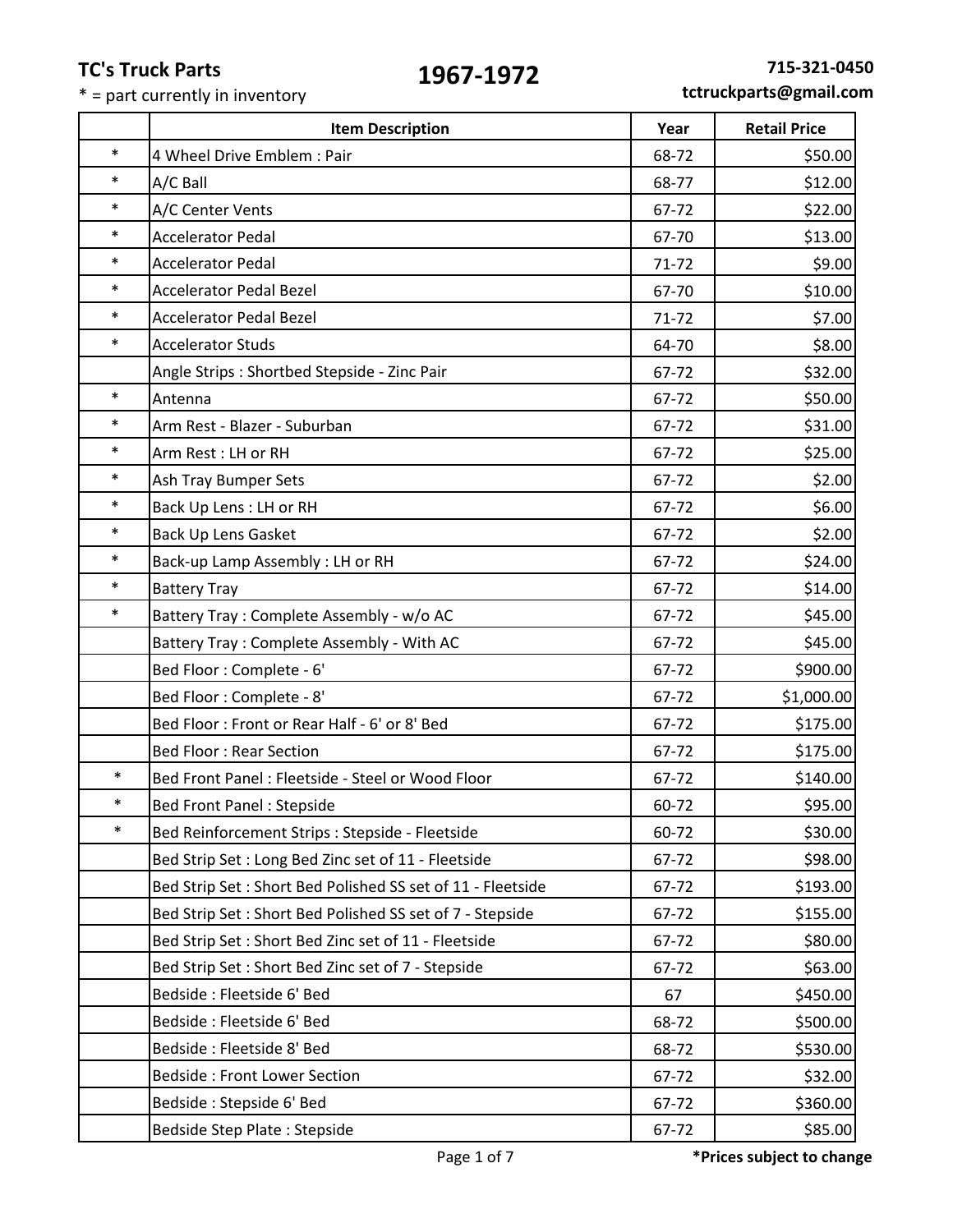**TC's Truck Parts**

\* = part currently in inventory

# 1967-1972

**715-321-0450**
**tctruckparts@gmail.com**

| | Item Description | Year | Retail Price |
|---|---|---|---|
| * | 4 Wheel Drive Emblem : Pair | 68-72 | $50.00 |
| * | A/C Ball | 68-77 | $12.00 |
| * | A/C Center Vents | 67-72 | $22.00 |
| * | Accelerator Pedal | 67-70 | $13.00 |
| * | Accelerator Pedal | 71-72 | $9.00 |
| * | Accelerator Pedal Bezel | 67-70 | $10.00 |
| * | Accelerator Pedal Bezel | 71-72 | $7.00 |
| * | Accelerator Studs | 64-70 | $8.00 |
| | Angle Strips : Shortbed Stepside - Zinc Pair | 67-72 | $32.00 |
| * | Antenna | 67-72 | $50.00 |
| * | Arm Rest - Blazer - Suburban | 67-72 | $31.00 |
| * | Arm Rest : LH or RH | 67-72 | $25.00 |
| * | Ash Tray Bumper Sets | 67-72 | $2.00 |
| * | Back Up Lens : LH or RH | 67-72 | $6.00 |
| * | Back Up Lens Gasket | 67-72 | $2.00 |
| * | Back-up Lamp Assembly : LH or RH | 67-72 | $24.00 |
| * | Battery Tray | 67-72 | $14.00 |
| * | Battery Tray : Complete Assembly - w/o AC | 67-72 | $45.00 |
| | Battery Tray : Complete Assembly - With AC | 67-72 | $45.00 |
| | Bed Floor : Complete - 6' | 67-72 | $900.00 |
| | Bed Floor : Complete - 8' | 67-72 | $1,000.00 |
| | Bed Floor : Front or Rear Half - 6' or 8' Bed | 67-72 | $175.00 |
| | Bed Floor : Rear Section | 67-72 | $175.00 |
| * | Bed Front Panel : Fleetside - Steel or Wood Floor | 67-72 | $140.00 |
| * | Bed Front Panel : Stepside | 60-72 | $95.00 |
| * | Bed Reinforcement Strips : Stepside - Fleetside | 60-72 | $30.00 |
| | Bed Strip Set : Long Bed Zinc set of 11 - Fleetside | 67-72 | $98.00 |
| | Bed Strip Set : Short Bed Polished SS set of 11 - Fleetside | 67-72 | $193.00 |
| | Bed Strip Set : Short Bed Polished SS set of 7 - Stepside | 67-72 | $155.00 |
| | Bed Strip Set : Short Bed Zinc set of 11 - Fleetside | 67-72 | $80.00 |
| | Bed Strip Set : Short Bed Zinc set of 7 - Stepside | 67-72 | $63.00 |
| | Bedside : Fleetside 6' Bed | 67 | $450.00 |
| | Bedside : Fleetside 6' Bed | 68-72 | $500.00 |
| | Bedside : Fleetside 8' Bed | 68-72 | $530.00 |
| | Bedside : Front Lower Section | 67-72 | $32.00 |
| | Bedside : Stepside 6' Bed | 67-72 | $360.00 |
| | Bedside Step Plate : Stepside | 67-72 | $85.00 |

**\*Prices subject to change**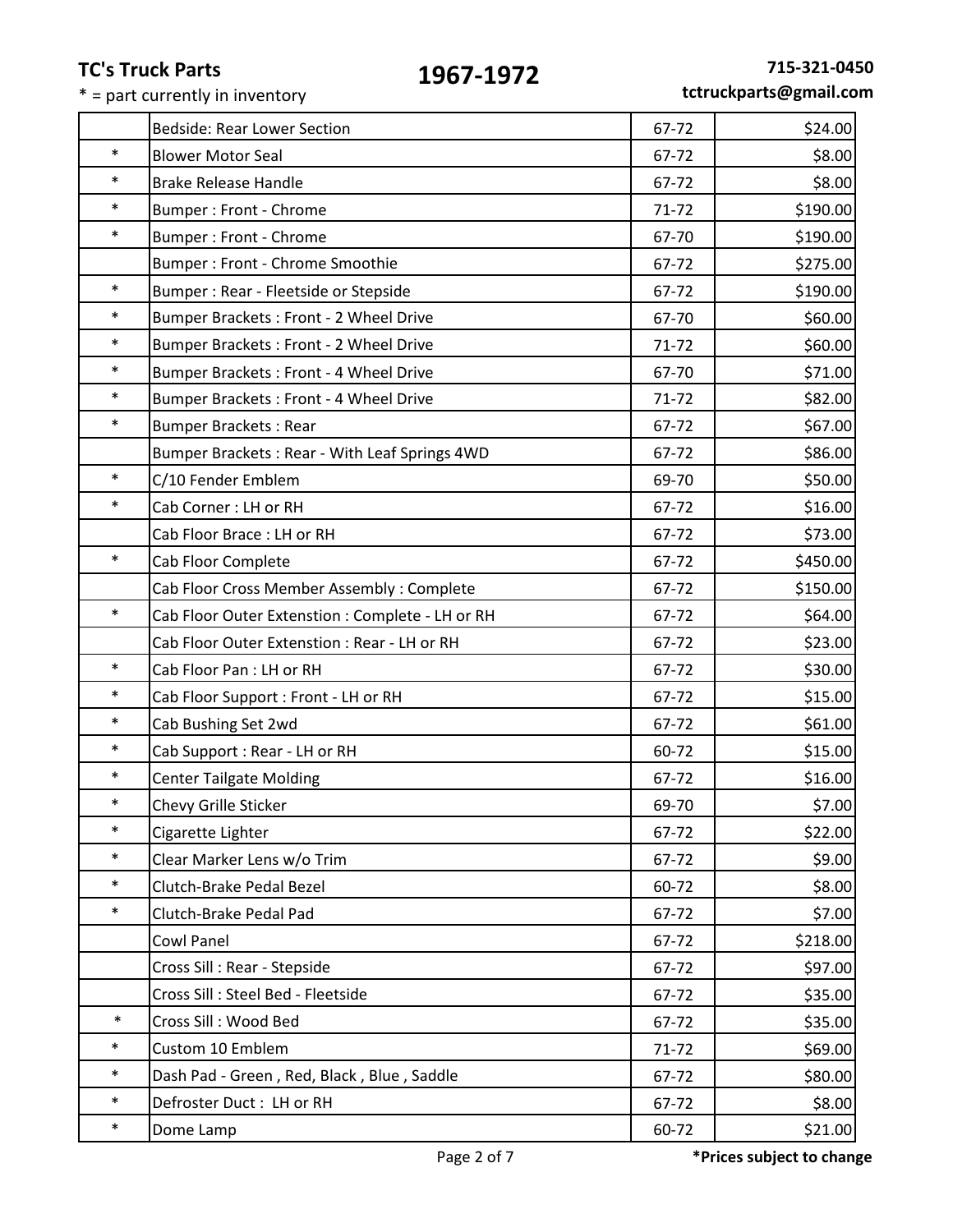**TC's Truck Parts**

\* = part currently in inventory

# 1967-1972

**715-321-0450**
**tctruckparts@gmail.com**

| | | | |
|---|---|---|---|
| | Bedside: Rear Lower Section | 67-72 | $24.00 |
| * | Blower Motor Seal | 67-72 | $8.00 |
| * | Brake Release Handle | 67-72 | $8.00 |
| * | Bumper : Front - Chrome | 71-72 | $190.00 |
| * | Bumper : Front - Chrome | 67-70 | $190.00 |
| | Bumper : Front - Chrome Smoothie | 67-72 | $275.00 |
| * | Bumper : Rear - Fleetside or Stepside | 67-72 | $190.00 |
| * | Bumper Brackets : Front - 2 Wheel Drive | 67-70 | $60.00 |
| * | Bumper Brackets : Front - 2 Wheel Drive | 71-72 | $60.00 |
| * | Bumper Brackets : Front - 4 Wheel Drive | 67-70 | $71.00 |
| * | Bumper Brackets : Front - 4 Wheel Drive | 71-72 | $82.00 |
| * | Bumper Brackets : Rear | 67-72 | $67.00 |
| | Bumper Brackets : Rear - With Leaf Springs 4WD | 67-72 | $86.00 |
| * | C/10 Fender Emblem | 69-70 | $50.00 |
| * | Cab Corner : LH or RH | 67-72 | $16.00 |
| | Cab Floor Brace : LH or RH | 67-72 | $73.00 |
| * | Cab Floor Complete | 67-72 | $450.00 |
| | Cab Floor Cross Member Assembly : Complete | 67-72 | $150.00 |
| * | Cab Floor Outer Extenstion : Complete - LH or RH | 67-72 | $64.00 |
| | Cab Floor Outer Extenstion : Rear - LH or RH | 67-72 | $23.00 |
| * | Cab Floor Pan : LH or RH | 67-72 | $30.00 |
| * | Cab Floor Support : Front - LH or RH | 67-72 | $15.00 |
| * | Cab Bushing Set 2wd | 67-72 | $61.00 |
| * | Cab Support : Rear - LH or RH | 60-72 | $15.00 |
| * | Center Tailgate Molding | 67-72 | $16.00 |
| * | Chevy Grille Sticker | 69-70 | $7.00 |
| * | Cigarette Lighter | 67-72 | $22.00 |
| * | Clear Marker Lens w/o Trim | 67-72 | $9.00 |
| * | Clutch-Brake Pedal Bezel | 60-72 | $8.00 |
| * | Clutch-Brake Pedal Pad | 67-72 | $7.00 |
| | Cowl Panel | 67-72 | $218.00 |
| | Cross Sill : Rear - Stepside | 67-72 | $97.00 |
| | Cross Sill : Steel Bed - Fleetside | 67-72 | $35.00 |
| * | Cross Sill : Wood Bed | 67-72 | $35.00 |
| * | Custom 10 Emblem | 71-72 | $69.00 |
| * | Dash Pad - Green , Red, Black , Blue , Saddle | 67-72 | $80.00 |
| * | Defroster Duct : LH or RH | 67-72 | $8.00 |
| * | Dome Lamp | 60-72 | $21.00 |

**\*Prices subject to change**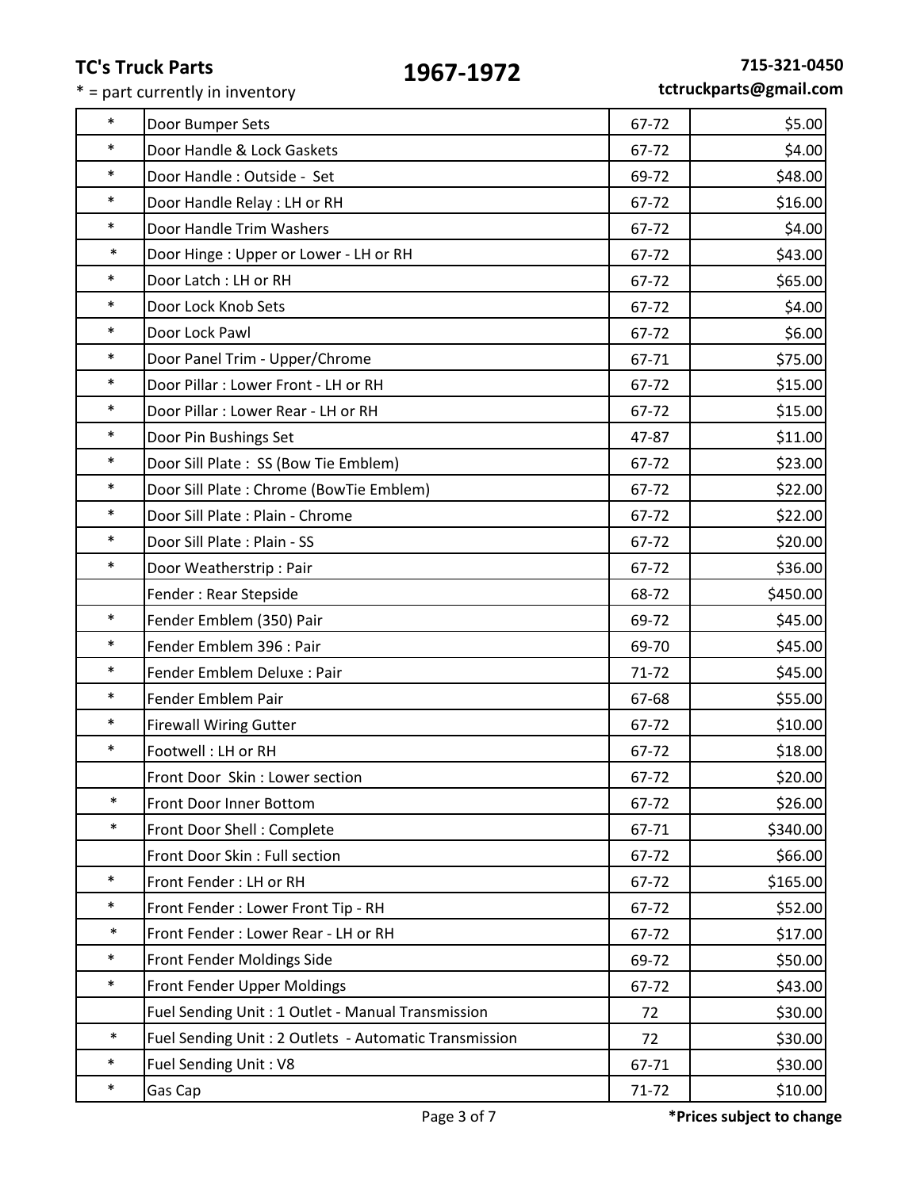**TC's Truck Parts**

* = part currently in inventory

# 1967-1972

**715-321-0450**
**tctruckparts@gmail.com**

| | | | |
|---|---|---|---|
| * | Door Bumper Sets | 67-72 | $5.00 |
| * | Door Handle & Lock Gaskets | 67-72 | $4.00 |
| * | Door Handle : Outside - Set | 69-72 | $48.00 |
| * | Door Handle Relay : LH or RH | 67-72 | $16.00 |
| * | Door Handle Trim Washers | 67-72 | $4.00 |
| * | Door Hinge : Upper or Lower - LH or RH | 67-72 | $43.00 |
| * | Door Latch : LH or RH | 67-72 | $65.00 |
| * | Door Lock Knob Sets | 67-72 | $4.00 |
| * | Door Lock Pawl | 67-72 | $6.00 |
| * | Door Panel Trim - Upper/Chrome | 67-71 | $75.00 |
| * | Door Pillar : Lower Front - LH or RH | 67-72 | $15.00 |
| * | Door Pillar : Lower Rear - LH or RH | 67-72 | $15.00 |
| * | Door Pin Bushings Set | 47-87 | $11.00 |
| * | Door Sill Plate : SS (Bow Tie Emblem) | 67-72 | $23.00 |
| * | Door Sill Plate : Chrome (BowTie Emblem) | 67-72 | $22.00 |
| * | Door Sill Plate : Plain - Chrome | 67-72 | $22.00 |
| * | Door Sill Plate : Plain - SS | 67-72 | $20.00 |
| * | Door Weatherstrip : Pair | 67-72 | $36.00 |
| | Fender : Rear Stepside | 68-72 | $450.00 |
| * | Fender Emblem (350) Pair | 69-72 | $45.00 |
| * | Fender Emblem 396 : Pair | 69-70 | $45.00 |
| * | Fender Emblem Deluxe : Pair | 71-72 | $45.00 |
| * | Fender Emblem Pair | 67-68 | $55.00 |
| * | Firewall Wiring Gutter | 67-72 | $10.00 |
| * | Footwell : LH or RH | 67-72 | $18.00 |
| | Front Door Skin : Lower section | 67-72 | $20.00 |
| * | Front Door Inner Bottom | 67-72 | $26.00 |
| * | Front Door Shell : Complete | 67-71 | $340.00 |
| | Front Door Skin : Full section | 67-72 | $66.00 |
| * | Front Fender : LH or RH | 67-72 | $165.00 |
| * | Front Fender : Lower Front Tip - RH | 67-72 | $52.00 |
| * | Front Fender : Lower Rear - LH or RH | 67-72 | $17.00 |
| * | Front Fender Moldings Side | 69-72 | $50.00 |
| * | Front Fender Upper Moldings | 67-72 | $43.00 |
| | Fuel Sending Unit : 1 Outlet - Manual Transmission | 72 | $30.00 |
| * | Fuel Sending Unit : 2 Outlets - Automatic Transmission | 72 | $30.00 |
| * | Fuel Sending Unit : V8 | 67-71 | $30.00 |
| * | Gas Cap | 71-72 | $10.00 |

**\*Prices subject to change**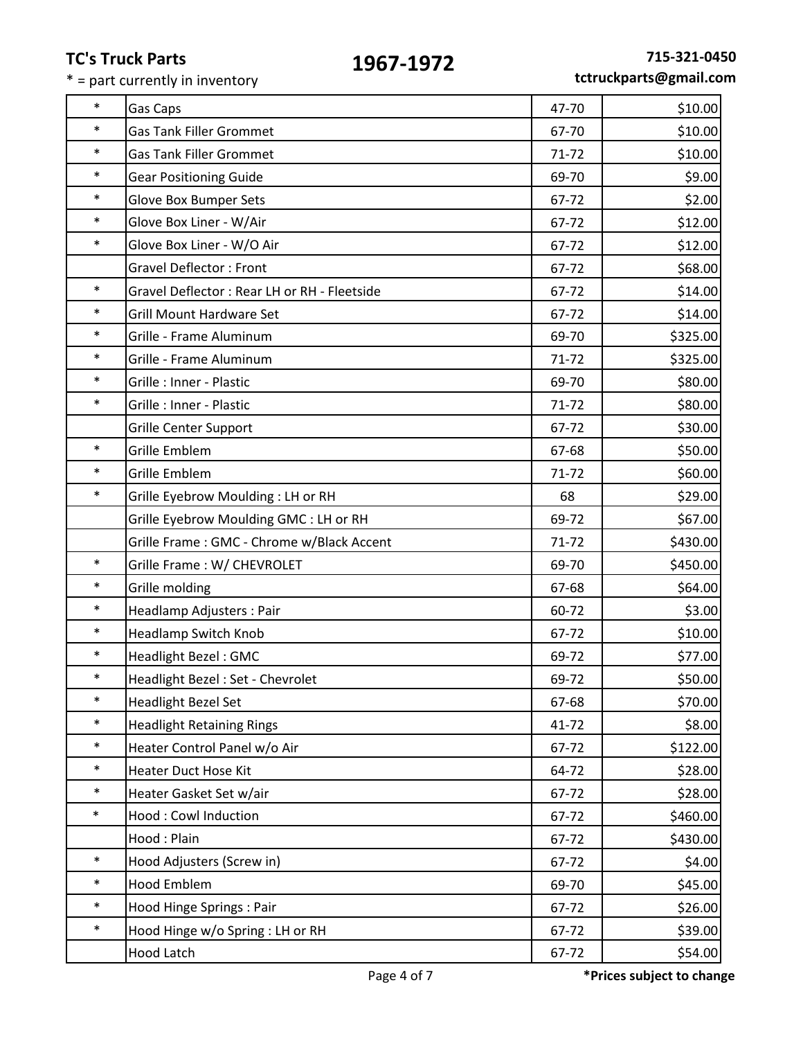**TC's Truck Parts**

* = part currently in inventory

# 1967-1972

**715-321-0450**
**tctruckparts@gmail.com**

| * | Part | Years | Price |
|---|---|---|---|
| * | Gas Caps | 47-70 | $10.00 |
| * | Gas Tank Filler Grommet | 67-70 | $10.00 |
| * | Gas Tank Filler Grommet | 71-72 | $10.00 |
| * | Gear Positioning Guide | 69-70 | $9.00 |
| * | Glove Box Bumper Sets | 67-72 | $2.00 |
| * | Glove Box Liner - W/Air | 67-72 | $12.00 |
| * | Glove Box Liner - W/O Air | 67-72 | $12.00 |
| | Gravel Deflector : Front | 67-72 | $68.00 |
| * | Gravel Deflector : Rear LH or RH - Fleetside | 67-72 | $14.00 |
| * | Grill Mount Hardware Set | 67-72 | $14.00 |
| * | Grille - Frame Aluminum | 69-70 | $325.00 |
| * | Grille - Frame Aluminum | 71-72 | $325.00 |
| * | Grille : Inner - Plastic | 69-70 | $80.00 |
| * | Grille : Inner - Plastic | 71-72 | $80.00 |
| | Grille Center Support | 67-72 | $30.00 |
| * | Grille Emblem | 67-68 | $50.00 |
| * | Grille Emblem | 71-72 | $60.00 |
| * | Grille Eyebrow Moulding : LH or RH | 68 | $29.00 |
| | Grille Eyebrow Moulding GMC : LH or RH | 69-72 | $67.00 |
| | Grille Frame : GMC - Chrome w/Black Accent | 71-72 | $430.00 |
| * | Grille Frame : W/ CHEVROLET | 69-70 | $450.00 |
| * | Grille molding | 67-68 | $64.00 |
| * | Headlamp Adjusters : Pair | 60-72 | $3.00 |
| * | Headlamp Switch Knob | 67-72 | $10.00 |
| * | Headlight Bezel : GMC | 69-72 | $77.00 |
| * | Headlight Bezel : Set - Chevrolet | 69-72 | $50.00 |
| * | Headlight Bezel Set | 67-68 | $70.00 |
| * | Headlight Retaining Rings | 41-72 | $8.00 |
| * | Heater Control Panel w/o Air | 67-72 | $122.00 |
| * | Heater Duct Hose Kit | 64-72 | $28.00 |
| * | Heater Gasket Set w/air | 67-72 | $28.00 |
| * | Hood : Cowl Induction | 67-72 | $460.00 |
| | Hood : Plain | 67-72 | $430.00 |
| * | Hood Adjusters (Screw in) | 67-72 | $4.00 |
| * | Hood Emblem | 69-70 | $45.00 |
| * | Hood Hinge Springs : Pair | 67-72 | $26.00 |
| * | Hood Hinge w/o Spring : LH or RH | 67-72 | $39.00 |
| | Hood Latch | 67-72 | $54.00 |

**\*Prices subject to change**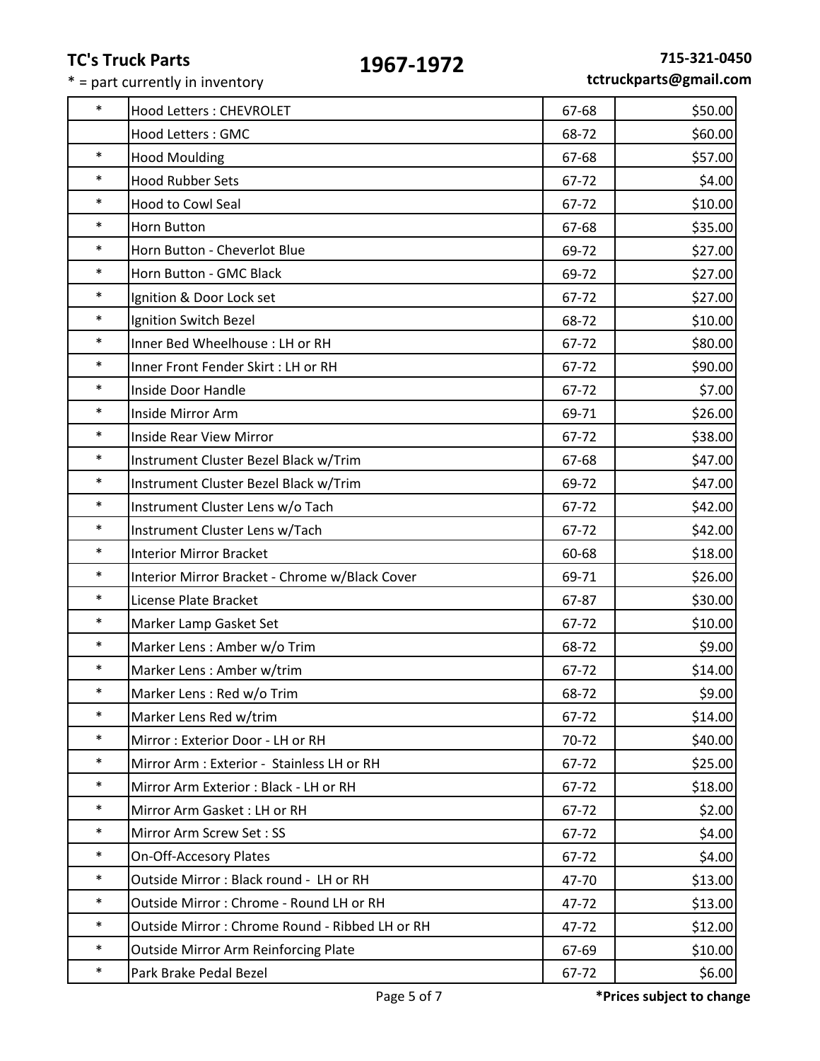TC's Truck Parts

* = part currently in inventory

# 1967-1972

715-321-0450
tctruckparts@gmail.com

| | | | |
|---|---|---|---|
| * | Hood Letters : CHEVROLET | 67-68 | $50.00 |
| | Hood Letters : GMC | 68-72 | $60.00 |
| * | Hood Moulding | 67-68 | $57.00 |
| * | Hood Rubber Sets | 67-72 | $4.00 |
| * | Hood to Cowl Seal | 67-72 | $10.00 |
| * | Horn Button | 67-68 | $35.00 |
| * | Horn Button - Cheverlot Blue | 69-72 | $27.00 |
| * | Horn Button - GMC Black | 69-72 | $27.00 |
| * | Ignition & Door Lock set | 67-72 | $27.00 |
| * | Ignition Switch Bezel | 68-72 | $10.00 |
| * | Inner Bed Wheelhouse : LH or RH | 67-72 | $80.00 |
| * | Inner Front Fender Skirt : LH or RH | 67-72 | $90.00 |
| * | Inside Door Handle | 67-72 | $7.00 |
| * | Inside Mirror Arm | 69-71 | $26.00 |
| * | Inside Rear View Mirror | 67-72 | $38.00 |
| * | Instrument Cluster Bezel Black w/Trim | 67-68 | $47.00 |
| * | Instrument Cluster Bezel Black w/Trim | 69-72 | $47.00 |
| * | Instrument Cluster Lens w/o Tach | 67-72 | $42.00 |
| * | Instrument Cluster Lens w/Tach | 67-72 | $42.00 |
| * | Interior Mirror Bracket | 60-68 | $18.00 |
| * | Interior Mirror Bracket - Chrome w/Black Cover | 69-71 | $26.00 |
| * | License Plate Bracket | 67-87 | $30.00 |
| * | Marker Lamp Gasket Set | 67-72 | $10.00 |
| * | Marker Lens : Amber w/o Trim | 68-72 | $9.00 |
| * | Marker Lens : Amber w/trim | 67-72 | $14.00 |
| * | Marker Lens : Red w/o Trim | 68-72 | $9.00 |
| * | Marker Lens Red w/trim | 67-72 | $14.00 |
| * | Mirror : Exterior Door - LH or RH | 70-72 | $40.00 |
| * | Mirror Arm : Exterior - Stainless LH or RH | 67-72 | $25.00 |
| * | Mirror Arm Exterior : Black - LH or RH | 67-72 | $18.00 |
| * | Mirror Arm Gasket : LH or RH | 67-72 | $2.00 |
| * | Mirror Arm Screw Set : SS | 67-72 | $4.00 |
| * | On-Off-Accesory Plates | 67-72 | $4.00 |
| * | Outside Mirror : Black round - LH or RH | 47-70 | $13.00 |
| * | Outside Mirror : Chrome - Round LH or RH | 47-72 | $13.00 |
| * | Outside Mirror : Chrome Round - Ribbed LH or RH | 47-72 | $12.00 |
| * | Outside Mirror Arm Reinforcing Plate | 67-69 | $10.00 |
| * | Park Brake Pedal Bezel | 67-72 | $6.00 |

**\*Prices subject to change**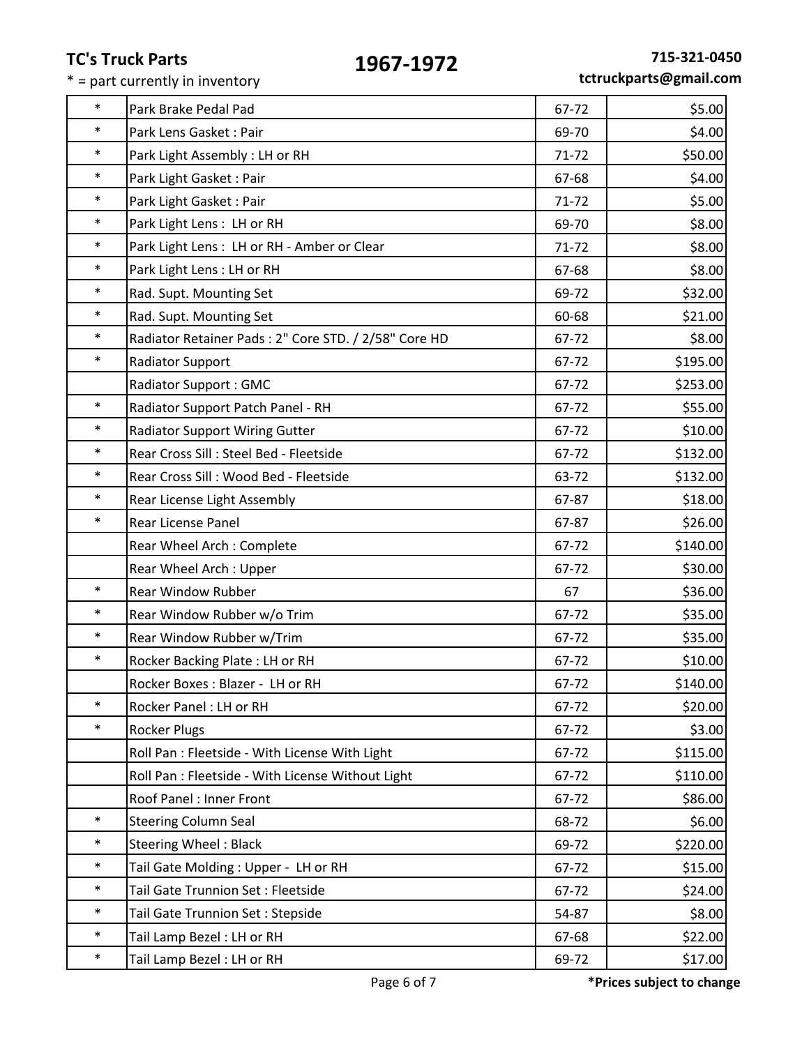**TC's Truck Parts**

\* = part currently in inventory

# 1967-1972

**715-321-0450**
**tctruckparts@gmail.com**

| | | | |
|---|---|---|---|
| * | Park Brake Pedal Pad | 67-72 | $5.00 |
| * | Park Lens Gasket : Pair | 69-70 | $4.00 |
| * | Park Light Assembly : LH or RH | 71-72 | $50.00 |
| * | Park Light Gasket : Pair | 67-68 | $4.00 |
| * | Park Light Gasket : Pair | 71-72 | $5.00 |
| * | Park Light Lens : LH or RH | 69-70 | $8.00 |
| * | Park Light Lens : LH or RH - Amber or Clear | 71-72 | $8.00 |
| * | Park Light Lens : LH or RH | 67-68 | $8.00 |
| * | Rad. Supt. Mounting Set | 69-72 | $32.00 |
| * | Rad. Supt. Mounting Set | 60-68 | $21.00 |
| * | Radiator Retainer Pads : 2" Core STD. / 2/58" Core HD | 67-72 | $8.00 |
| * | Radiator Support | 67-72 | $195.00 |
| | Radiator Support : GMC | 67-72 | $253.00 |
| * | Radiator Support Patch Panel - RH | 67-72 | $55.00 |
| * | Radiator Support Wiring Gutter | 67-72 | $10.00 |
| * | Rear Cross Sill : Steel Bed - Fleetside | 67-72 | $132.00 |
| * | Rear Cross Sill : Wood Bed - Fleetside | 63-72 | $132.00 |
| * | Rear License Light Assembly | 67-87 | $18.00 |
| * | Rear License Panel | 67-87 | $26.00 |
| | Rear Wheel Arch : Complete | 67-72 | $140.00 |
| | Rear Wheel Arch : Upper | 67-72 | $30.00 |
| * | Rear Window Rubber | 67 | $36.00 |
| * | Rear Window Rubber w/o Trim | 67-72 | $35.00 |
| * | Rear Window Rubber w/Trim | 67-72 | $35.00 |
| * | Rocker Backing Plate : LH or RH | 67-72 | $10.00 |
| | Rocker Boxes : Blazer - LH or RH | 67-72 | $140.00 |
| * | Rocker Panel : LH or RH | 67-72 | $20.00 |
| * | Rocker Plugs | 67-72 | $3.00 |
| | Roll Pan : Fleetside - With License With Light | 67-72 | $115.00 |
| | Roll Pan : Fleetside - With License Without Light | 67-72 | $110.00 |
| | Roof Panel : Inner Front | 67-72 | $86.00 |
| * | Steering Column Seal | 68-72 | $6.00 |
| * | Steering Wheel : Black | 69-72 | $220.00 |
| * | Tail Gate Molding : Upper - LH or RH | 67-72 | $15.00 |
| * | Tail Gate Trunnion Set : Fleetside | 67-72 | $24.00 |
| * | Tail Gate Trunnion Set : Stepside | 54-87 | $8.00 |
| * | Tail Lamp Bezel : LH or RH | 67-68 | $22.00 |
| * | Tail Lamp Bezel : LH or RH | 69-72 | $17.00 |

**\*Prices subject to change**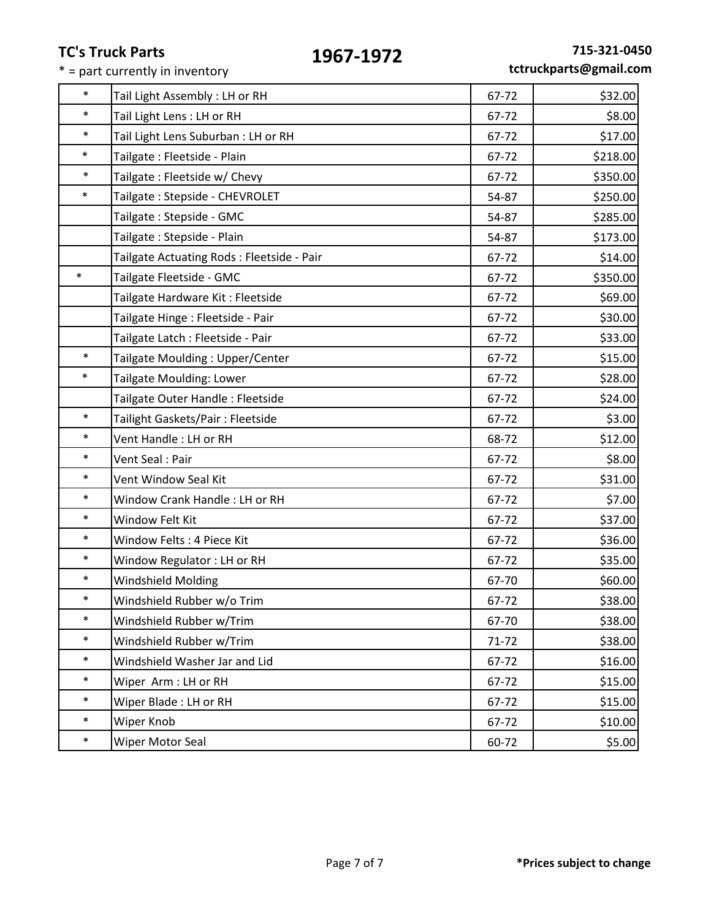**TC's Truck Parts**

**1967-1972**

**715-321-0450**

**tctruckparts@gmail.com**

* = part currently in inventory

| | | | |
|---|---|---|---|
| * | Tail Light Assembly : LH or RH | 67-72 | $32.00 |
| * | Tail Light Lens : LH or RH | 67-72 | $8.00 |
| * | Tail Light Lens Suburban : LH or RH | 67-72 | $17.00 |
| * | Tailgate : Fleetside - Plain | 67-72 | $218.00 |
| * | Tailgate : Fleetside w/ Chevy | 67-72 | $350.00 |
| * | Tailgate : Stepside - CHEVROLET | 54-87 | $250.00 |
| | Tailgate : Stepside - GMC | 54-87 | $285.00 |
| | Tailgate : Stepside - Plain | 54-87 | $173.00 |
| | Tailgate Actuating Rods : Fleetside - Pair | 67-72 | $14.00 |
| * | Tailgate Fleetside - GMC | 67-72 | $350.00 |
| | Tailgate Hardware Kit : Fleetside | 67-72 | $69.00 |
| | Tailgate Hinge : Fleetside - Pair | 67-72 | $30.00 |
| | Tailgate Latch : Fleetside - Pair | 67-72 | $33.00 |
| * | Tailgate Moulding : Upper/Center | 67-72 | $15.00 |
| * | Tailgate Moulding: Lower | 67-72 | $28.00 |
| | Tailgate Outer Handle : Fleetside | 67-72 | $24.00 |
| * | Tailight Gaskets/Pair : Fleetside | 67-72 | $3.00 |
| * | Vent Handle : LH or RH | 68-72 | $12.00 |
| * | Vent Seal : Pair | 67-72 | $8.00 |
| * | Vent Window Seal Kit | 67-72 | $31.00 |
| * | Window Crank Handle : LH or RH | 67-72 | $7.00 |
| * | Window Felt Kit | 67-72 | $37.00 |
| * | Window Felts : 4 Piece Kit | 67-72 | $36.00 |
| * | Window Regulator : LH or RH | 67-72 | $35.00 |
| * | Windshield Molding | 67-70 | $60.00 |
| * | Windshield Rubber w/o Trim | 67-72 | $38.00 |
| * | Windshield Rubber w/Trim | 67-70 | $38.00 |
| * | Windshield Rubber w/Trim | 71-72 | $38.00 |
| * | Windshield Washer Jar and Lid | 67-72 | $16.00 |
| * | Wiper Arm : LH or RH | 67-72 | $15.00 |
| * | Wiper Blade : LH or RH | 67-72 | $15.00 |
| * | Wiper Knob | 67-72 | $10.00 |
| * | Wiper Motor Seal | 60-72 | $5.00 |

**\*Prices subject to change**